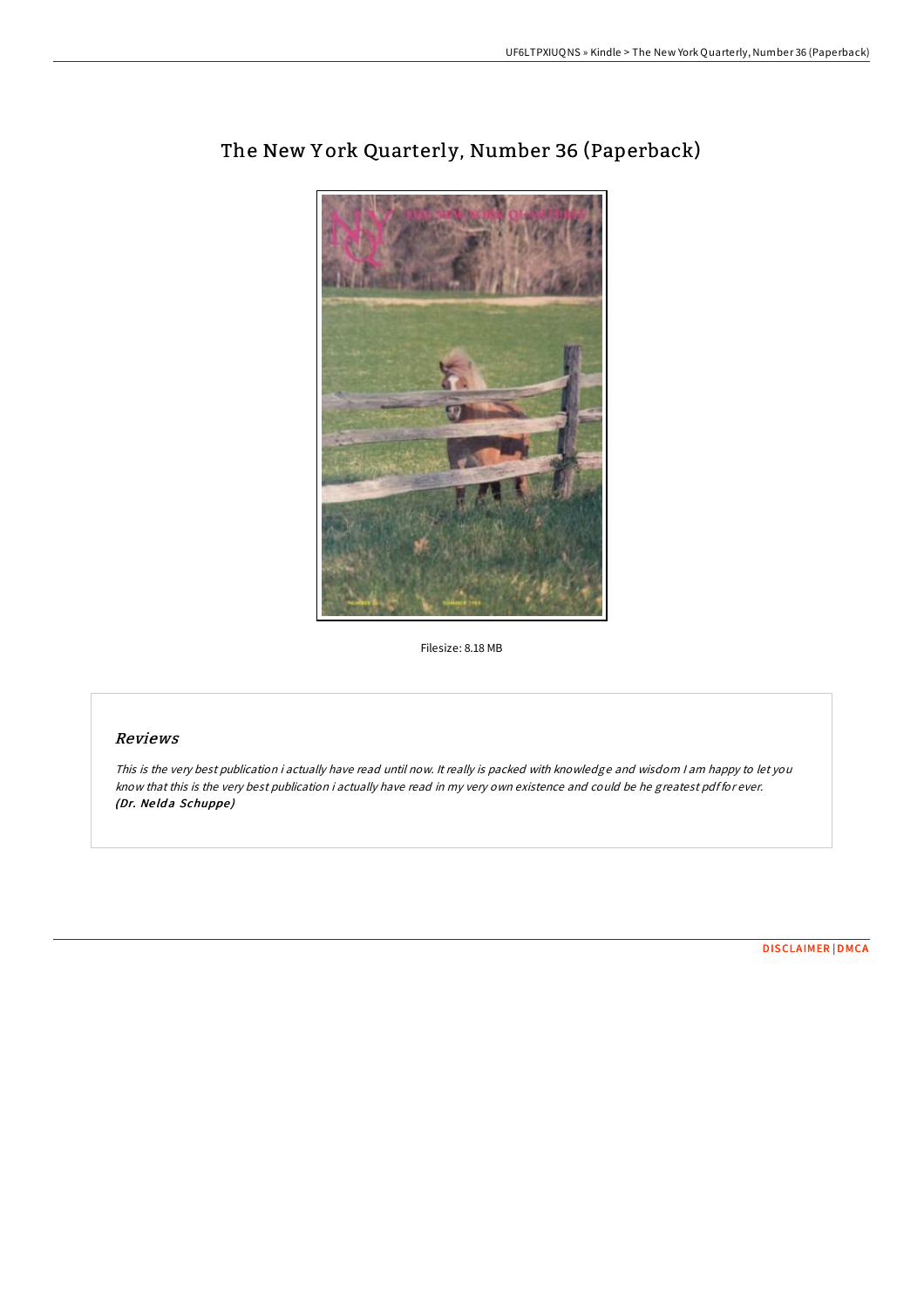# The New York Quarterly, Number 36 (Paperback)

Filesize: 8.18 MB

## Reviews

*This is the very best publication i actually have read until now. It really is packed with knowledge and wisdom I am happy to let you know that this is the very best publication i actually have read in my very own existence and could be he greatest pdf for ever.*
***(Dr. Nelda Schuppe)***

DISCLAIMER | DMCA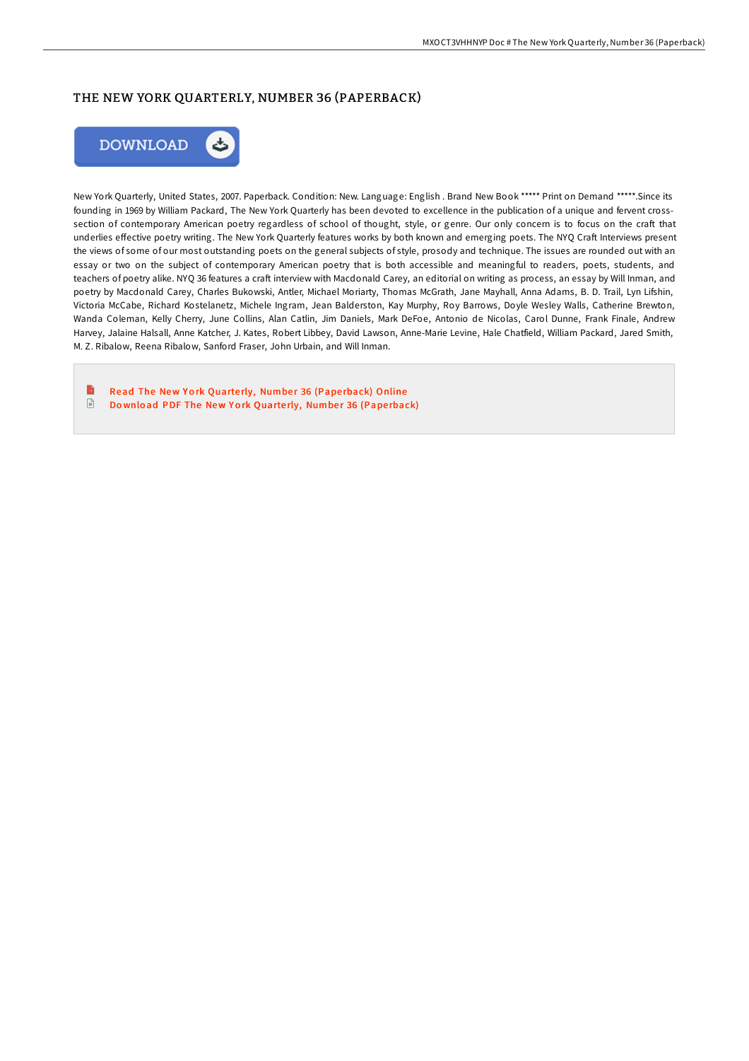# THE NEW YORK QUARTERLY, NUMBER 36 (PAPERBACK)

DOWNLOAD

New York Quarterly, United States, 2007. Paperback. Condition: New. Language: English . Brand New Book ***** Print on Demand *****.Since its founding in 1969 by William Packard, The New York Quarterly has been devoted to excellence in the publication of a unique and fervent cross-section of contemporary American poetry regardless of school of thought, style, or genre. Our only concern is to focus on the craft that underlies effective poetry writing. The New York Quarterly features works by both known and emerging poets. The NYQ Craft Interviews present the views of some of our most outstanding poets on the general subjects of style, prosody and technique. The issues are rounded out with an essay or two on the subject of contemporary American poetry that is both accessible and meaningful to readers, poets, students, and teachers of poetry alike. NYQ 36 features a craft interview with Macdonald Carey, an editorial on writing as process, an essay by Will Inman, and poetry by Macdonald Carey, Charles Bukowski, Antler, Michael Moriarty, Thomas McGrath, Jane Mayhall, Anna Adams, B. D. Trail, Lyn Lifshin, Victoria McCabe, Richard Kostelanetz, Michele Ingram, Jean Balderston, Kay Murphy, Roy Barrows, Doyle Wesley Walls, Catherine Brewton, Wanda Coleman, Kelly Cherry, June Collins, Alan Catlin, Jim Daniels, Mark DeFoe, Antonio de Nicolas, Carol Dunne, Frank Finale, Andrew Harvey, Jalaine Halsall, Anne Katcher, J. Kates, Robert Libbey, David Lawson, Anne-Marie Levine, Hale Chatfield, William Packard, Jared Smith, M. Z. Ribalow, Reena Ribalow, Sanford Fraser, John Urbain, and Will Inman.

- Read The New York Quarterly, Number 36 (Paperback) Online
- Download PDF The New York Quarterly, Number 36 (Paperback)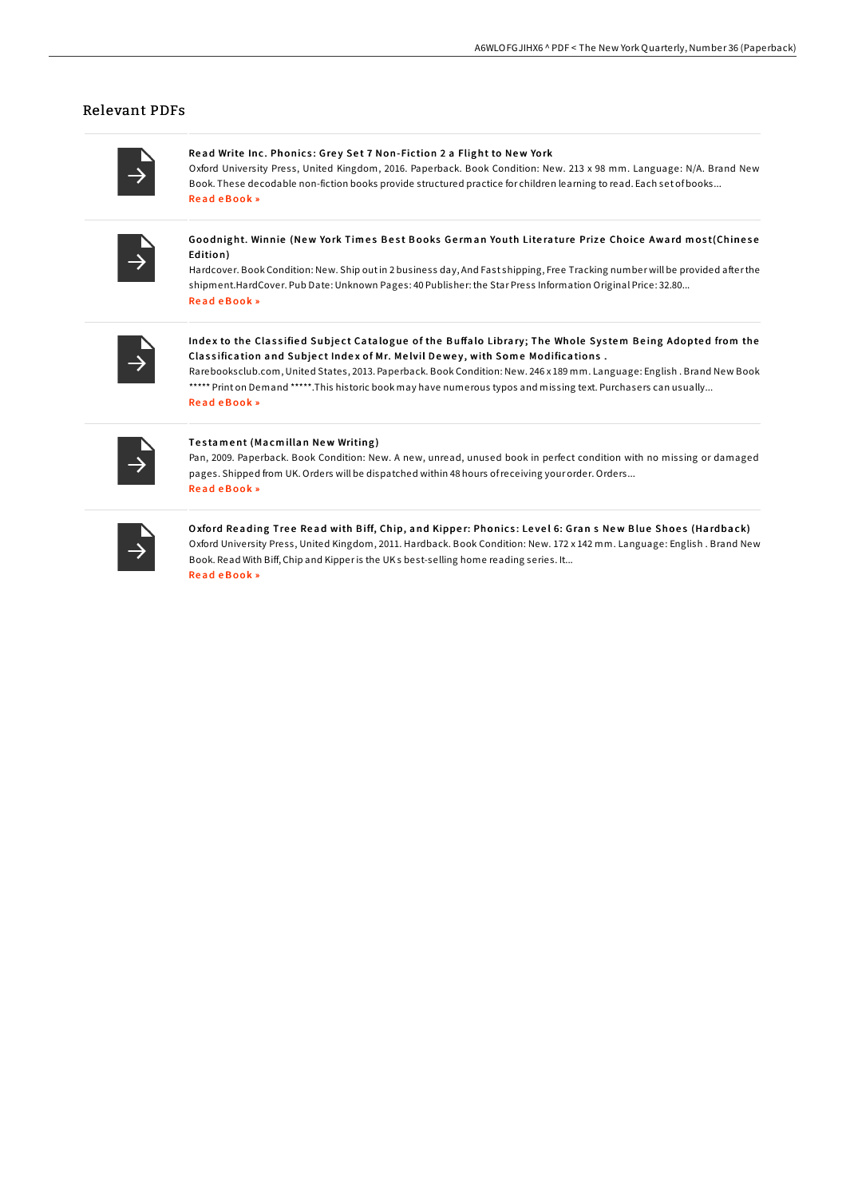## Relevant PDFs

**Read Write Inc. Phonics: Grey Set 7 Non-Fiction 2 a Flight to New York**

Oxford University Press, United Kingdom, 2016. Paperback. Book Condition: New. 213 x 98 mm. Language: N/A. Brand New Book. These decodable non-fiction books provide structured practice for children learning to read. Each set of books...

Read eBook »

**Goodnight. Winnie (New York Times Best Books German Youth Literature Prize Choice Award most(Chinese Edition)**

Hardcover. Book Condition: New. Ship out in 2 business day, And Fast shipping, Free Tracking number will be provided after the shipment.HardCover. Pub Date: Unknown Pages: 40 Publisher: the Star Press Information Original Price: 32.80...

Read eBook »

**Index to the Classified Subject Catalogue of the Buffalo Library; The Whole System Being Adopted from the Classification and Subject Index of Mr. Melvil Dewey, with Some Modifications .**

Rarebooksclub.com, United States, 2013. Paperback. Book Condition: New. 246 x 189 mm. Language: English . Brand New Book ***** Print on Demand *****.This historic book may have numerous typos and missing text. Purchasers can usually...

Read eBook »

**Testament (Macmillan New Writing)**

Pan, 2009. Paperback. Book Condition: New. A new, unread, unused book in perfect condition with no missing or damaged pages. Shipped from UK. Orders will be dispatched within 48 hours of receiving your order. Orders...

Read eBook »

**Oxford Reading Tree Read with Biff, Chip, and Kipper: Phonics: Level 6: Gran s New Blue Shoes (Hardback)**

Oxford University Press, United Kingdom, 2011. Hardback. Book Condition: New. 172 x 142 mm. Language: English . Brand New Book. Read With Biff, Chip and Kipper is the UK s best-selling home reading series. It...

Read eBook »